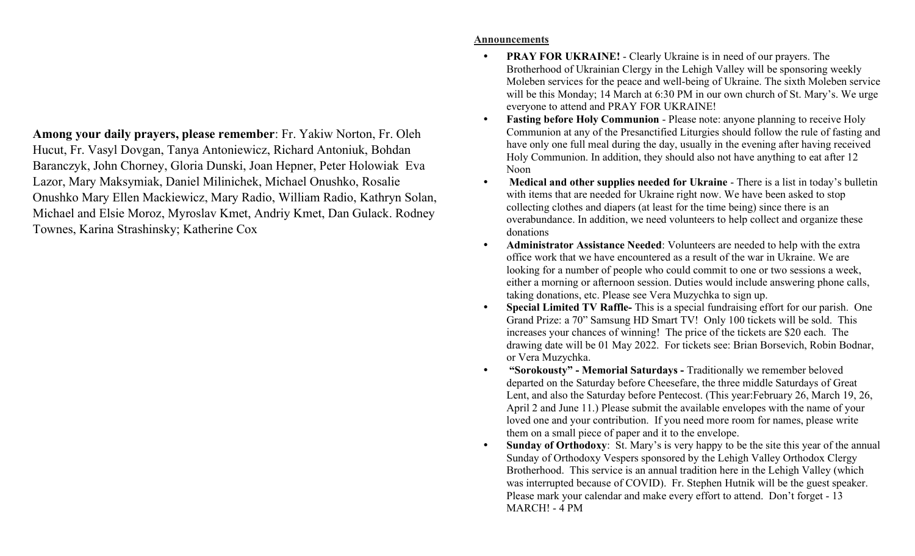**Among your daily prayers, please remember**: Fr. Yakiw Norton, Fr. Oleh Hucut, Fr. Vasyl Dovgan, Tanya Antoniewicz, Richard Antoniuk, Bohdan Baranczyk, John Chorney, Gloria Dunski, Joan Hepner, Peter Holowiak Eva Lazor, Mary Maksymiak, Daniel Milinichek, Michael Onushko, Rosalie Onushko Mary Ellen Mackiewicz, Mary Radio, William Radio, Kathryn Solan, Michael and Elsie Moroz, Myroslav Kmet, Andriy Kmet, Dan Gulack. Rodney Townes, Karina Strashinsky; Katherine Cox

## Announcements

- **PRAY FOR UKRAINE!** - Clearly Ukraine is in need of our prayers. The Brotherhood of Ukrainian Clergy in the Lehigh Valley will be sponsoring weekly Moleben services for the peace and well-being of Ukraine. The sixth Moleben service will be this Monday; 14 March at 6:30 PM in our own church of St. Mary's. We urge everyone to attend and PRAY FOR UKRAINE!
- **Fasting before Holy Communion** - Please note: anyone planning to receive Holy Communion at any of the Presanctified Liturgies should follow the rule of fasting and have only one full meal during the day, usually in the evening after having received Holy Communion. In addition, they should also not have anything to eat after 12 Noon
- **Medical and other supplies needed for Ukraine** - There is a list in today's bulletin with items that are needed for Ukraine right now. We have been asked to stop collecting clothes and diapers (at least for the time being) since there is an overabundance. In addition, we need volunteers to help collect and organize these donations
- **Administrator Assistance Needed**: Volunteers are needed to help with the extra office work that we have encountered as a result of the war in Ukraine. We are looking for a number of people who could commit to one or two sessions a week, either a morning or afternoon session. Duties would include answering phone calls, taking donations, etc. Please see Vera Muzychka to sign up.
- **Special Limited TV Raffle-** This is a special fundraising effort for our parish. One Grand Prize: a 70" Samsung HD Smart TV! Only 100 tickets will be sold. This increases your chances of winning! The price of the tickets are $20 each. The drawing date will be 01 May 2022. For tickets see: Brian Borsevich, Robin Bodnar, or Vera Muzychka.
- **"Sorokousty" - Memorial Saturdays -** Traditionally we remember beloved departed on the Saturday before Cheesefare, the three middle Saturdays of Great Lent, and also the Saturday before Pentecost. (This year:February 26, March 19, 26, April 2 and June 11.) Please submit the available envelopes with the name of your loved one and your contribution. If you need more room for names, please write them on a small piece of paper and it to the envelope.
- **Sunday of Orthodoxy**: St. Mary's is very happy to be the site this year of the annual Sunday of Orthodoxy Vespers sponsored by the Lehigh Valley Orthodox Clergy Brotherhood. This service is an annual tradition here in the Lehigh Valley (which was interrupted because of COVID). Fr. Stephen Hutnik will be the guest speaker. Please mark your calendar and make every effort to attend. Don't forget - 13 MARCH! - 4 PM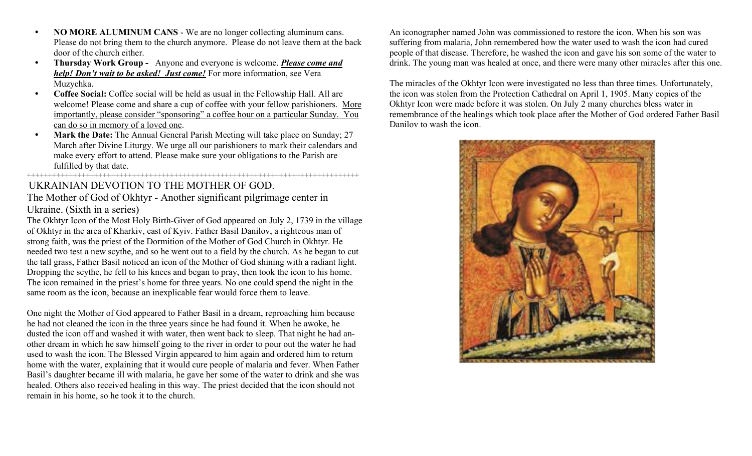- **NO MORE ALUMINUM CANS** - We are no longer collecting aluminum cans. Please do not bring them to the church anymore. Please do not leave them at the back door of the church either.
- **Thursday Work Group -** Anyone and everyone is welcome. ***Please come and help! Don't wait to be asked! Just come!*** For more information, see Vera Muzychka.
- **Coffee Social:** Coffee social will be held as usual in the Fellowship Hall. All are welcome! Please come and share a cup of coffee with your fellow parishioners. More importantly, please consider "sponsoring" a coffee hour on a particular Sunday. You can do so in memory of a loved one.
- **Mark the Date:** The Annual General Parish Meeting will take place on Sunday; 27 March after Divine Liturgy. We urge all our parishioners to mark their calendars and make every effort to attend. Please make sure your obligations to the Parish are fulfilled by that date.

++++++++++++++++++++++++++++++++++++++++++++++++++++++++++++++++++++++++++++++++

## UKRAINIAN DEVOTION TO THE MOTHER OF GOD.

### The Mother of God of Okhtyr - Another significant pilgrimage center in Ukraine. (Sixth in a series)

The Okhtyr Icon of the Most Holy Birth-Giver of God appeared on July 2, 1739 in the village of Okhtyr in the area of Kharkiv, east of Kyiv. Father Basil Danilov, a righteous man of strong faith, was the priest of the Dormition of the Mother of God Church in Okhtyr. He needed two test a new scythe, and so he went out to a field by the church. As he began to cut the tall grass, Father Basil noticed an icon of the Mother of God shining with a radiant light. Dropping the scythe, he fell to his knees and began to pray, then took the icon to his home. The icon remained in the priest's home for three years. No one could spend the night in the same room as the icon, because an inexplicable fear would force them to leave.

One night the Mother of God appeared to Father Basil in a dream, reproaching him because he had not cleaned the icon in the three years since he had found it. When he awoke, he dusted the icon off and washed it with water, then went back to sleep. That night he had another dream in which he saw himself going to the river in order to pour out the water he had used to wash the icon. The Blessed Virgin appeared to him again and ordered him to return home with the water, explaining that it would cure people of malaria and fever. When Father Basil's daughter became ill with malaria, he gave her some of the water to drink and she was healed. Others also received healing in this way. The priest decided that the icon should not remain in his home, so he took it to the church.

An iconographer named John was commissioned to restore the icon. When his son was suffering from malaria, John remembered how the water used to wash the icon had cured people of that disease. Therefore, he washed the icon and gave his son some of the water to drink. The young man was healed at once, and there were many other miracles after this one.

The miracles of the Okhtyr Icon were investigated no less than three times. Unfortunately, the icon was stolen from the Protection Cathedral on April 1, 1905. Many copies of the Okhtyr Icon were made before it was stolen. On July 2 many churches bless water in remembrance of the healings which took place after the Mother of God ordered Father Basil Danilov to wash the icon.